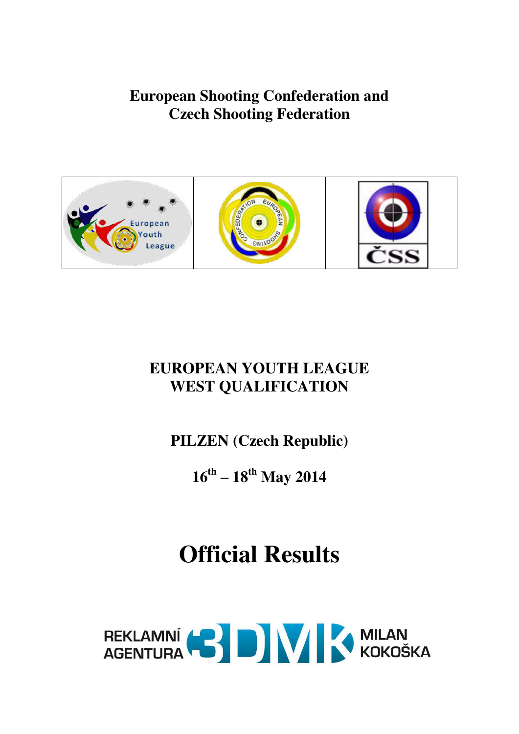# European Shooting Confederation and Czech Shooting Federation

## EUROPEAN YOUTH LEAGUE WEST QUALIFICATION

## PILZEN (Czech Republic)

## 16th – 18th May 2014

# Official Results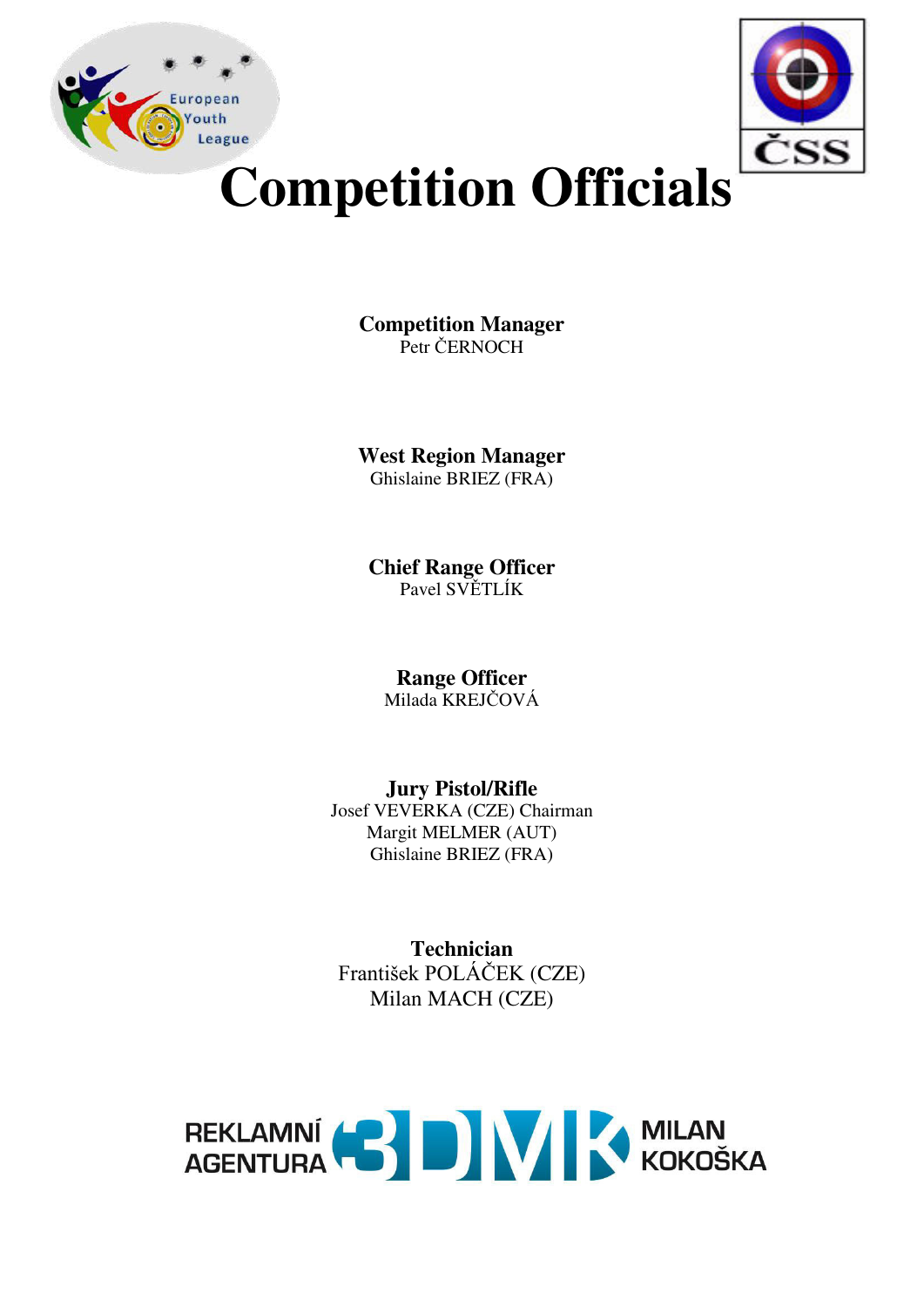# Competition Officials

**Competition Manager**
Petr ČERNOCH

**West Region Manager**
Ghislaine BRIEZ (FRA)

**Chief Range Officer**
Pavel SVĚTLÍK

**Range Officer**
Milada KREJČOVÁ

**Jury Pistol/Rifle**
Josef VEVERKA (CZE) Chairman
Margit MELMER (AUT)
Ghislaine BRIEZ (FRA)

**Technician**
František POLÁČEK (CZE)
Milan MACH (CZE)

REKLAMNÍ AGENTURA 3DMK MILAN KOKOŠKA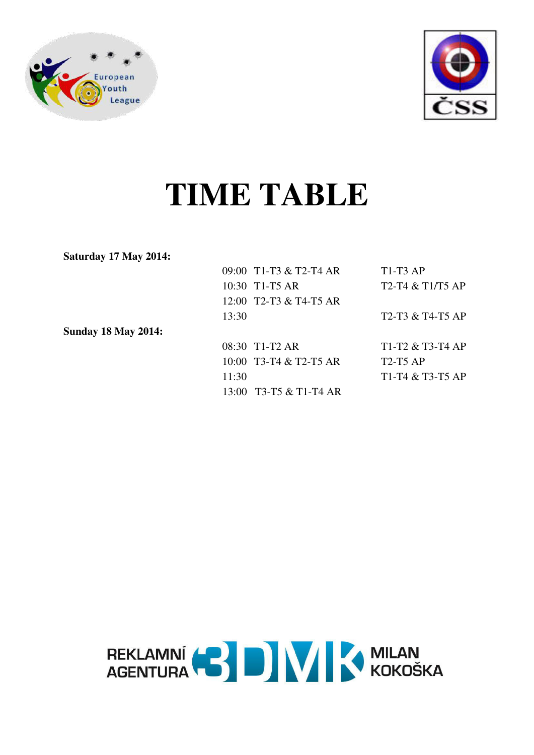# TIME TABLE

**Saturday 17 May 2014:**

| | | |
|---|---|---|
| 09:00 | T1-T3 & T2-T4 AR | T1-T3 AP |
| 10:30 | T1-T5 AR | T2-T4 & T1/T5 AP |
| 12:00 | T2-T3 & T4-T5 AR | |
| 13:30 | | T2-T3 & T4-T5 AP |

**Sunday 18 May 2014:**

| | | |
|---|---|---|
| 08:30 | T1-T2 AR | T1-T2 & T3-T4 AP |
| 10:00 | T3-T4 & T2-T5 AR | T2-T5 AP |
| 11:30 | | T1-T4 & T3-T5 AP |
| 13:00 | T3-T5 & T1-T4 AR | |

REKLAMNÍ AGENTURA 3DMK MILAN KOKOŠKA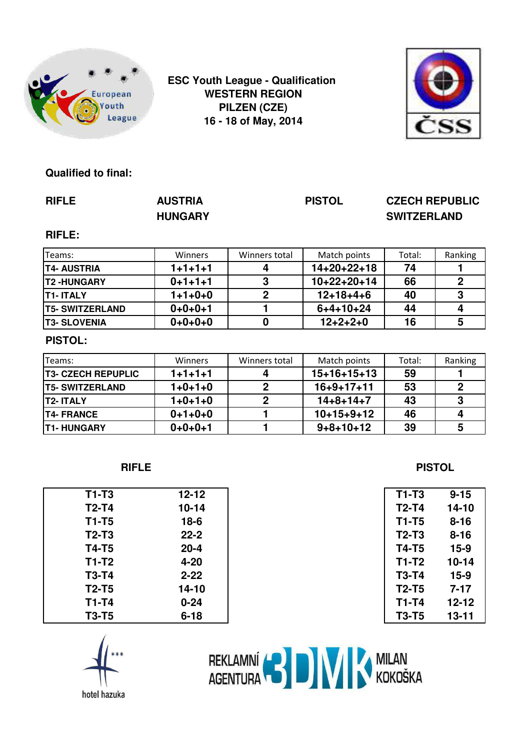# ESC Youth League - Qualification
## WESTERN REGION
## PILZEN (CZE)
## 16 - 18 of May, 2014

**Qualified to final:**

| | | | |
|---|---|---|---|
| **RIFLE** | **AUSTRIA**<br>**HUNGARY** | **PISTOL** | **CZECH REPUBLIC**<br>**SWITZERLAND** |

**RIFLE:**

| Teams: | Winners | Winners total | Match points | Total: | Ranking |
|---|---|---|---|---|---|
| **T4- AUSTRIA** | **1+1+1+1** | **4** | **14+20+22+18** | **74** | **1** |
| **T2 -HUNGARY** | **0+1+1+1** | **3** | **10+22+20+14** | **66** | **2** |
| **T1- ITALY** | **1+1+0+0** | **2** | **12+18+4+6** | **40** | **3** |
| **T5- SWITZERLAND** | **0+0+0+1** | **1** | **6+4+10+24** | **44** | **4** |
| **T3- SLOVENIA** | **0+0+0+0** | **0** | **12+2+2+0** | **16** | **5** |

**PISTOL:**

| Teams: | Winners | Winners total | Match points | Total: | Ranking |
|---|---|---|---|---|---|
| **T3- CZECH REPUPLIC** | **1+1+1+1** | **4** | **15+16+15+13** | **59** | **1** |
| **T5- SWITZERLAND** | **1+0+1+0** | **2** | **16+9+17+11** | **53** | **2** |
| **T2- ITALY** | **1+0+1+0** | **2** | **14+8+14+7** | **43** | **3** |
| **T4- FRANCE** | **0+1+0+0** | **1** | **10+15+9+12** | **46** | **4** |
| **T1- HUNGARY** | **0+0+0+1** | **1** | **9+8+10+12** | **39** | **5** |

**RIFLE**

| Match | Score |
|---|---|
| T1-T3 | 12-12 |
| T2-T4 | 10-14 |
| T1-T5 | 18-6 |
| T2-T3 | 22-2 |
| T4-T5 | 20-4 |
| T1-T2 | 4-20 |
| T3-T4 | 2-22 |
| T2-T5 | 14-10 |
| T1-T4 | 0-24 |
| T3-T5 | 6-18 |

**PISTOL**

| Match | Score |
|---|---|
| T1-T3 | 9-15 |
| T2-T4 | 14-10 |
| T1-T5 | 8-16 |
| T2-T3 | 8-16 |
| T4-T5 | 15-9 |
| T1-T2 | 10-14 |
| T3-T4 | 15-9 |
| T2-T5 | 7-17 |
| T1-T4 | 12-12 |
| T3-T5 | 13-11 |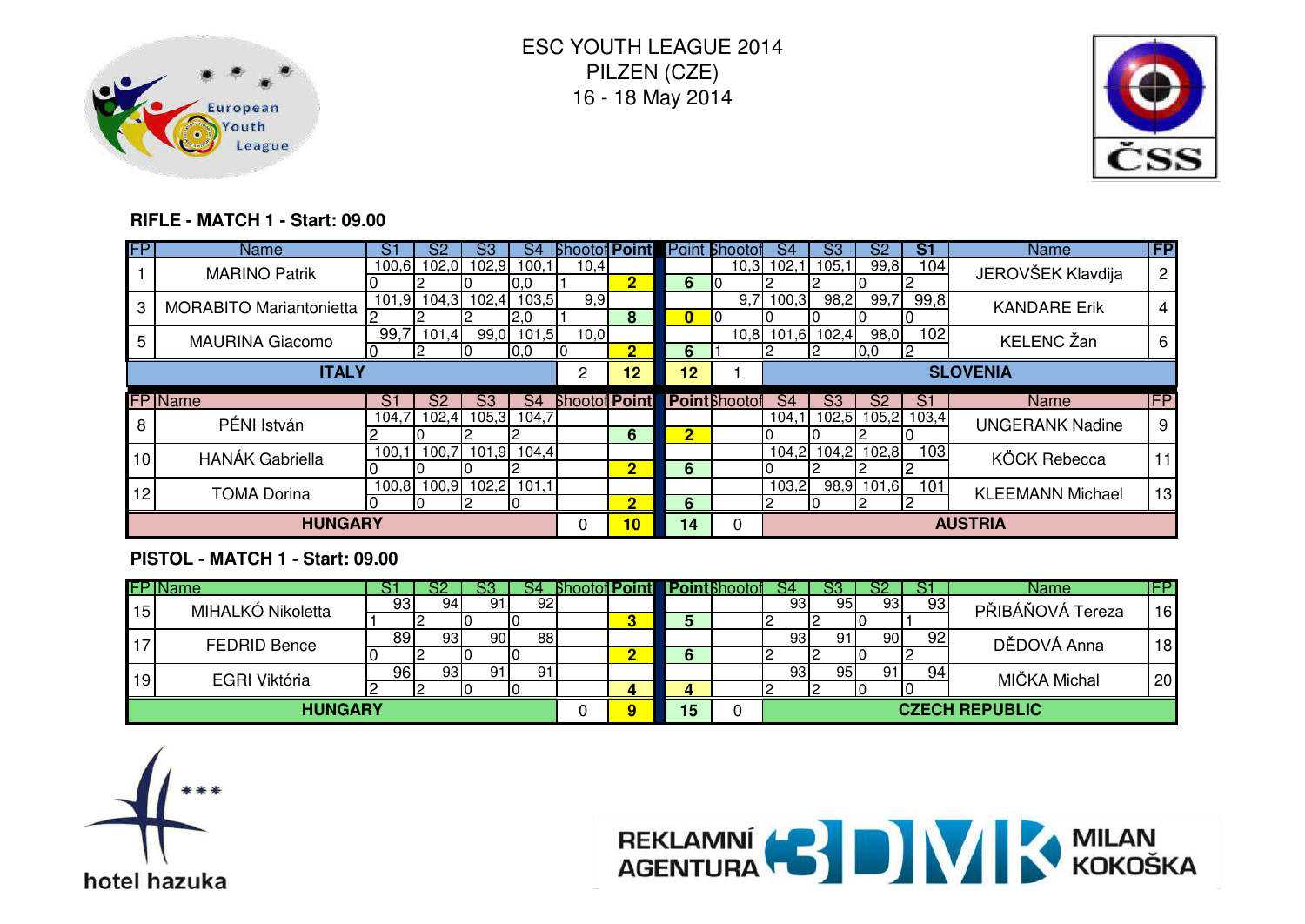ESC YOUTH LEAGUE 2014
PILZEN (CZE)
16 - 18 May 2014

**RIFLE - MATCH 1 - Start: 09.00**

| FP | Name | S1 | S2 | S3 | S4 | Shootoff | Point | Point | Shootoff | S4 | S3 | S2 | S1 | Name | FP |
|---|---|---|---|---|---|---|---|---|---|---|---|---|---|---|---|
| 1 | MARINO Patrik | 100,6 | 102,0 | 102,9 | 100,1 | 10,4 | | | 10,3 | 102,1 | 105,1 | 99,8 | 104 | JEROVŠEK Klavdija | 2 |
| | | 0 | 2 | 0 | 0,0 | 1 | 2 | 6 | 0 | 2 | 2 | 0 | 2 | | |
| 3 | MORABITO Mariantonietta | 101,9 | 104,3 | 102,4 | 103,5 | 9,9 | | | 9,7 | 100,3 | 98,2 | 99,7 | 99,8 | KANDARE Erik | 4 |
| | | 2 | 2 | 2 | 2,0 | 1 | 8 | 0 | 0 | 0 | 0 | 0 | 0 | | |
| 5 | MAURINA Giacomo | 99,7 | 101,4 | 99,0 | 101,5 | 10,0 | | | 10,8 | 101,6 | 102,4 | 98,0 | 102 | KELENC Žan | 6 |
| | | 0 | 2 | 0 | 0,0 | 0 | 2 | 6 | 1 | 2 | 2 | 0,0 | 2 | | |
| | **ITALY** | | | | | 2 | **12** | **12** | 1 | | | | | **SLOVENIA** | |

| FP | Name | S1 | S2 | S3 | S4 | Shootoff | Point | Point | Shootoff | S4 | S3 | S2 | S1 | Name | FP |
|---|---|---|---|---|---|---|---|---|---|---|---|---|---|---|---|
| 8 | PÉNI István | 104,7 | 102,4 | 105,3 | 104,7 | | | | | 104,1 | 102,5 | 105,2 | 103,4 | UNGERANK Nadine | 9 |
| | | 2 | 0 | 2 | 2 | | 6 | 2 | | 0 | 0 | 2 | 0 | | |
| 10 | HANÁK Gabriella | 100,1 | 100,7 | 101,9 | 104,4 | | | | | 104,2 | 104,2 | 102,8 | 103 | KÖCK Rebecca | 11 |
| | | 0 | 0 | 0 | 2 | | 2 | 6 | | 0 | 2 | 2 | 2 | | |
| 12 | TOMA Dorina | 100,8 | 100,9 | 102,2 | 101,1 | | | | | 103,2 | 98,9 | 101,6 | 101 | KLEEMANN Michael | 13 |
| | | 0 | 0 | 2 | 0 | | 2 | 6 | | 2 | 0 | 2 | 2 | | |
| | **HUNGARY** | | | | | 0 | **10** | **14** | 0 | | | | | **AUSTRIA** | |

**PISTOL - MATCH 1 - Start: 09.00**

| FP | Name | S1 | S2 | S3 | S4 | Shootoff | Point | Point | Shootoff | S4 | S3 | S2 | S1 | Name | FP |
|---|---|---|---|---|---|---|---|---|---|---|---|---|---|---|---|
| 15 | MIHALKÓ Nikoletta | 93 | 94 | 91 | 92 | | | | | 93 | 95 | 93 | 93 | PŘIBÁŇOVÁ Tereza | 16 |
| | | 1 | 2 | 0 | 0 | | 3 | 5 | | 2 | 2 | 0 | 1 | | |
| 17 | FEDRID Bence | 89 | 93 | 90 | 88 | | | | | 93 | 91 | 90 | 92 | DĚDOVÁ Anna | 18 |
| | | 0 | 2 | 0 | 0 | | 2 | 6 | | 2 | 2 | 0 | 2 | | |
| 19 | EGRI Viktória | 96 | 93 | 91 | 91 | | | | | 93 | 95 | 91 | 94 | MIČKA Michal | 20 |
| | | 2 | 2 | 0 | 0 | | 4 | 4 | | 2 | 2 | 0 | 0 | | |
| | **HUNGARY** | | | | | 0 | **9** | **15** | 0 | | | | | **CZECH REPUBLIC** | |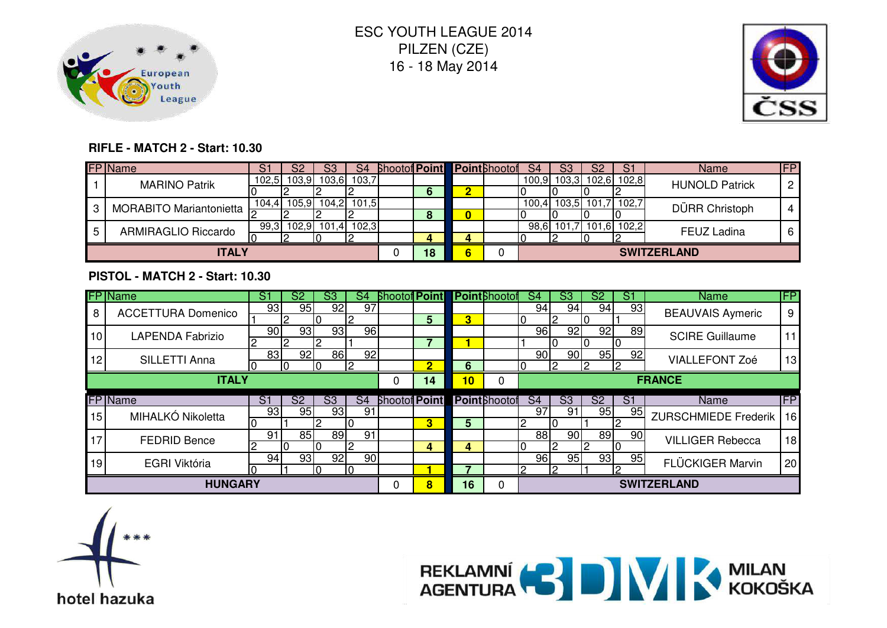# ESC YOUTH LEAGUE 2014
PILZEN (CZE)
16 - 18 May 2014

### RIFLE - MATCH 2 - Start: 10.30

| FP | Name | S1 | S2 | S3 | S4 | Shootoff | Points | Points | Shootoff | S4 | S3 | S2 | S1 | Name | FP |
|---|---|---|---|---|---|---|---|---|---|---|---|---|---|---|---|
| 1 | MARINO Patrik | 102,5 | 103,9 | 103,6 | 103,7 | | | | | 100,9 | 103,3 | 102,6 | 102,8 | HUNOLD Patrick | 2 |
| | | 0 | 2 | 2 | 2 | | 6 | 2 | | 0 | 0 | 0 | 2 | | |
| 3 | MORABITO Mariantonietta | 104,4 | 105,9 | 104,2 | 101,5 | | | | | 100,4 | 103,5 | 101,7 | 102,7 | DÜRR Christoph | 4 |
| | | 2 | 2 | 2 | 2 | | 8 | 0 | | 0 | 0 | 0 | 0 | | |
| 5 | ARMIRAGLIO Riccardo | 99,3 | 102,9 | 101,4 | 102,3 | | | | | 98,6 | 101,7 | 101,6 | 102,2 | FEUZ Ladina | 6 |
| | | 0 | 2 | 0 | 2 | | 4 | 4 | | 0 | 2 | 0 | 2 | | |
| | **ITALY** | | | | | 0 | **18** | **6** | 0 | | | | | **SWITZERLAND** | |

### PISTOL - MATCH 2 - Start: 10.30

| FP | Name | S1 | S2 | S3 | S4 | Shootoff | Points | Points | Shootoff | S4 | S3 | S2 | S1 | Name | FP |
|---|---|---|---|---|---|---|---|---|---|---|---|---|---|---|---|
| 8 | ACCETTURA Domenico | 93 | 95 | 92 | 97 | | | | | 94 | 94 | 94 | 93 | BEAUVAIS Aymeric | 9 |
| | | 1 | 2 | 0 | 2 | | 5 | 3 | | 0 | 2 | 0 | 1 | | |
| 10 | LAPENDA Fabrizio | 90 | 93 | 93 | 96 | | | | | 96 | 92 | 92 | 89 | SCIRE Guillaume | 11 |
| | | 2 | 2 | 2 | 1 | | 7 | 1 | | 1 | 0 | 0 | 0 | | |
| 12 | SILLETTI Anna | 83 | 92 | 86 | 92 | | | | | 90 | 90 | 95 | 92 | VIALLEFONT Zoé | 13 |
| | | 0 | 0 | 0 | 2 | | 2 | 6 | | 0 | 2 | 2 | 2 | | |
| | **ITALY** | | | | | 0 | **14** | **10** | 0 | | | | | **FRANCE** | |

| FP | Name | S1 | S2 | S3 | S4 | Shootoff | Points | Points | Shootoff | S4 | S3 | S2 | S1 | Name | FP |
|---|---|---|---|---|---|---|---|---|---|---|---|---|---|---|---|
| 15 | MIHALKÓ Nikoletta | 93 | 95 | 93 | 91 | | | | | 97 | 91 | 95 | 95 | ZURSCHMIEDE Frederik | 16 |
| | | 0 | 1 | 2 | 0 | | 3 | 5 | | 2 | 0 | 1 | 2 | | |
| 17 | FEDRID Bence | 91 | 85 | 89 | 91 | | | | | 88 | 90 | 89 | 90 | VILLIGER Rebecca | 18 |
| | | 2 | 0 | 0 | 2 | | 4 | 4 | | 0 | 2 | 2 | 0 | | |
| 19 | EGRI Viktória | 94 | 93 | 92 | 90 | | | | | 96 | 95 | 93 | 95 | FLÜCKIGER Marvin | 20 |
| | | 0 | 1 | 0 | 0 | | 1 | 7 | | 2 | 2 | 1 | 2 | | |
| | **HUNGARY** | | | | | 0 | **8** | **16** | 0 | | | | | **SWITZERLAND** | |

hotel hazuka

REKLAMNÍ AGENTURA 3DMK MILAN KOKOŠKA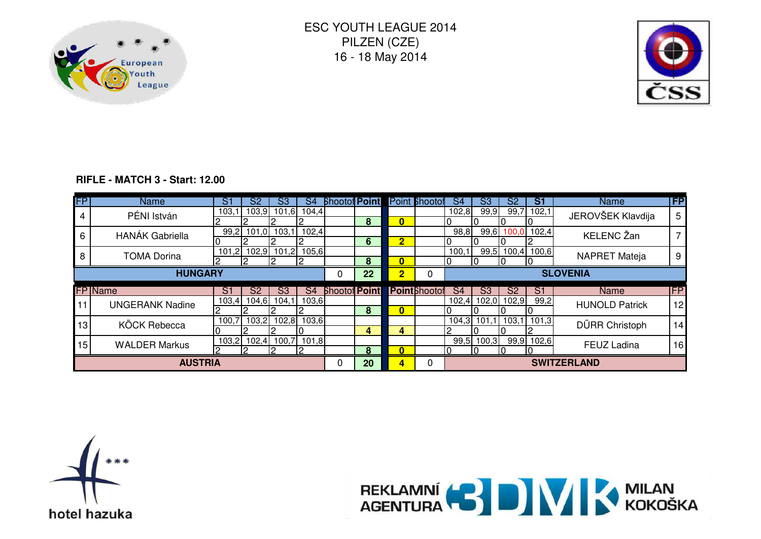ESC YOUTH LEAGUE 2014
PILZEN (CZE)
16 - 18 May 2014

**RIFLE - MATCH 3 - Start: 12.00**

| FP | Name | S1 | S2 | S3 | S4 | Shootoff | Point | Point | Shootoff | S4 | S3 | S2 | S1 | Name | FP |
|---|---|---|---|---|---|---|---|---|---|---|---|---|---|---|---|
| 4 | PÉNI István | 103,1 | 103,9 | 101,6 | 104,4 | | | | | 102,8 | 99,9 | 99,7 | 102,1 | JEROVŠEK Klavdija | 5 |
| | | 2 | 2 | 2 | 2 | | 8 | 0 | | 0 | 0 | 0 | 0 | | |
| 6 | HANÁK Gabriella | 99,2 | 101,0 | 103,1 | 102,4 | | | | | 98,8 | 99,6 | 100,0 | 102,4 | KELENC Žan | 7 |
| | | 0 | 2 | 2 | 2 | | 6 | 2 | | 0 | 0 | 0 | 2 | | |
| 8 | TOMA Dorina | 101,2 | 102,9 | 101,2 | 105,6 | | | | | 100,1 | 99,5 | 100,4 | 100,6 | NAPRET Mateja | 9 |
| | | 2 | 2 | 2 | 2 | | 8 | 0 | | 0 | 0 | 0 | 0 | | |
| | **HUNGARY** | | | | | 0 | **22** | **2** | 0 | | | | | **SLOVENIA** | |

| FP | Name | S1 | S2 | S3 | S4 | Shootoff | Point | Point | Shootoff | S4 | S3 | S2 | S1 | Name | FP |
|---|---|---|---|---|---|---|---|---|---|---|---|---|---|---|---|
| 11 | UNGERANK Nadine | 103,4 | 104,6 | 104,1 | 103,6 | | | | | 102,4 | 102,0 | 102,9 | 99,2 | HUNOLD Patrick | 12 |
| | | 2 | 2 | 2 | 2 | | 8 | 0 | | 0 | 0 | 0 | 0 | | |
| 13 | KÖCK Rebecca | 100,7 | 103,2 | 102,8 | 103,6 | | | | | 104,3 | 101,1 | 103,1 | 101,3 | DÜRR Christoph | 14 |
| | | 0 | 2 | 2 | 0 | | 4 | 4 | | 2 | 0 | 0 | 2 | | |
| 15 | WALDER Markus | 103,2 | 102,4 | 100,7 | 101,8 | | | | | 99,5 | 100,3 | 99,9 | 102,6 | FEUZ Ladina | 16 |
| | | 2 | 2 | 2 | 2 | | 8 | 0 | | 0 | 0 | 0 | 0 | | |
| | **AUSTRIA** | | | | | 0 | **20** | **4** | 0 | | | | | **SWITZERLAND** | |

hotel hazuka

REKLAMNÍ AGENTURA 3DMK MILAN KOKOŠKA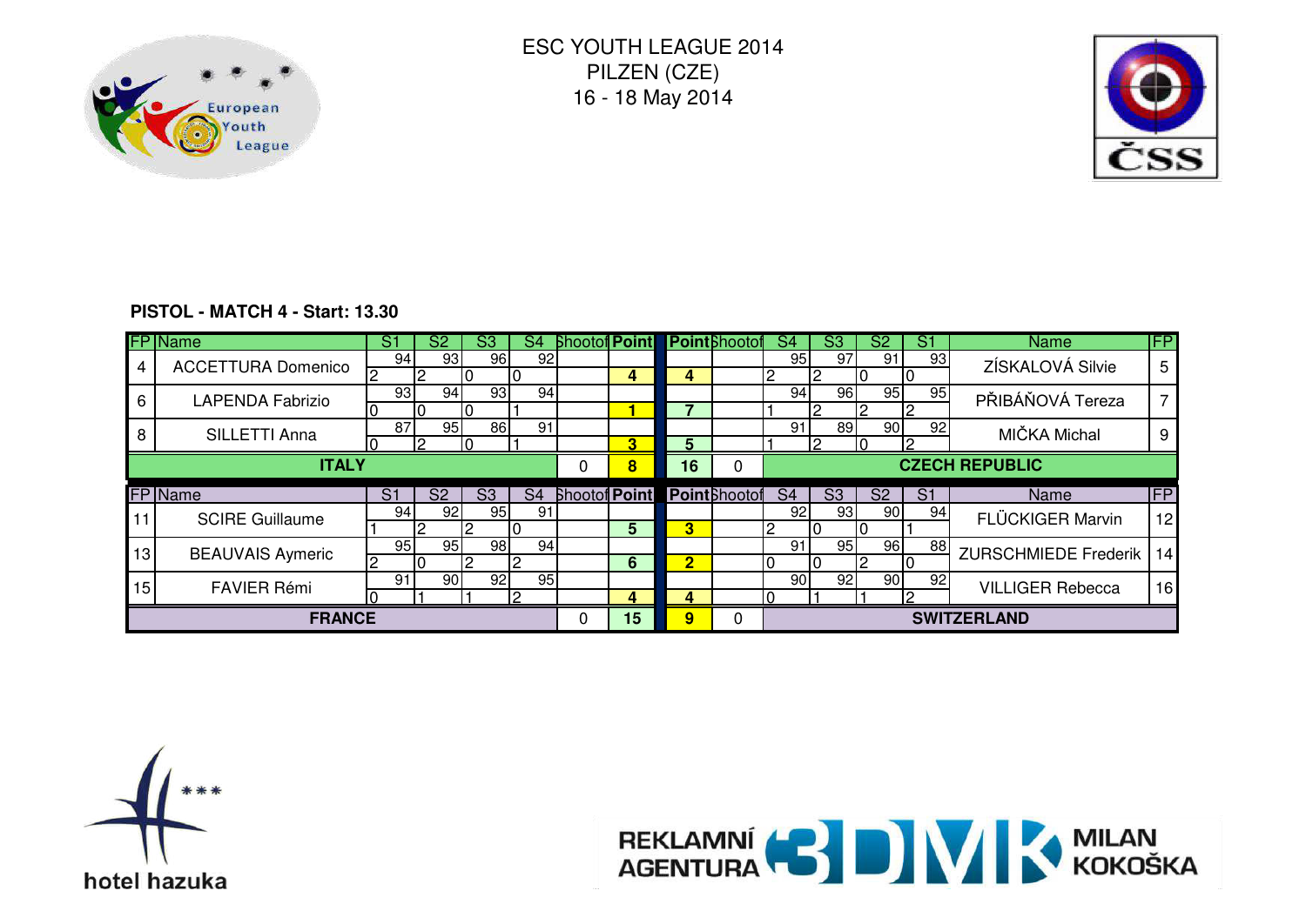ESC YOUTH LEAGUE 2014
PILZEN (CZE)
16 - 18 May 2014

**PISTOL - MATCH 4 - Start: 13.30**

| FP | Name | S1 | S2 | S3 | S4 | Shootoff | Point | Point | Shootoff | S4 | S3 | S2 | S1 | Name | FP |
|---|---|---|---|---|---|---|---|---|---|---|---|---|---|---|---|
| 4 | ACCETTURA Domenico | 94 | 93 | 96 | 92 | | | | | 95 | 97 | 91 | 93 | ZÍSKALOVÁ Silvie | 5 |
| | | 2 | 2 | 0 | 0 | | 4 | 4 | | 2 | 2 | 0 | 0 | | |
| 6 | LAPENDA Fabrizio | 93 | 94 | 93 | 94 | | | | | 94 | 96 | 95 | 95 | PŘIBÁŇOVÁ Tereza | 7 |
| | | 0 | 0 | 0 | 1 | | 1 | 7 | | 1 | 2 | 2 | 2 | | |
| 8 | SILLETTI Anna | 87 | 95 | 86 | 91 | | | | | 91 | 89 | 90 | 92 | MIČKA Michal | 9 |
| | | 0 | 2 | 0 | 1 | | 3 | 5 | | 1 | 2 | 0 | 2 | | |
| | **ITALY** | | | | | 0 | **8** | **16** | 0 | | | | | **CZECH REPUBLIC** | |

| FP | Name | S1 | S2 | S3 | S4 | Shootoff | Point | Point | Shootoff | S4 | S3 | S2 | S1 | Name | FP |
|---|---|---|---|---|---|---|---|---|---|---|---|---|---|---|---|
| 11 | SCIRE Guillaume | 94 | 92 | 95 | 91 | | | | | 92 | 93 | 90 | 94 | FLÜCKIGER Marvin | 12 |
| | | 1 | 2 | 2 | 0 | | 5 | 3 | | 2 | 0 | 0 | 1 | | |
| 13 | BEAUVAIS Aymeric | 95 | 95 | 98 | 94 | | | | | 91 | 95 | 96 | 88 | ZURSCHMIEDE Frederik | 14 |
| | | 2 | 0 | 2 | 2 | | 6 | 2 | | 0 | 0 | 2 | 0 | | |
| 15 | FAVIER Rémi | 91 | 90 | 92 | 95 | | | | | 90 | 92 | 90 | 92 | VILLIGER Rebecca | 16 |
| | | 0 | 1 | 1 | 2 | | 4 | 4 | | 0 | 1 | 1 | 2 | | |
| | **FRANCE** | | | | | 0 | **15** | **9** | 0 | | | | | **SWITZERLAND** | |

hotel hazuka

REKLAMNÍ AGENTURA 3DMK MILAN KOKOŠKA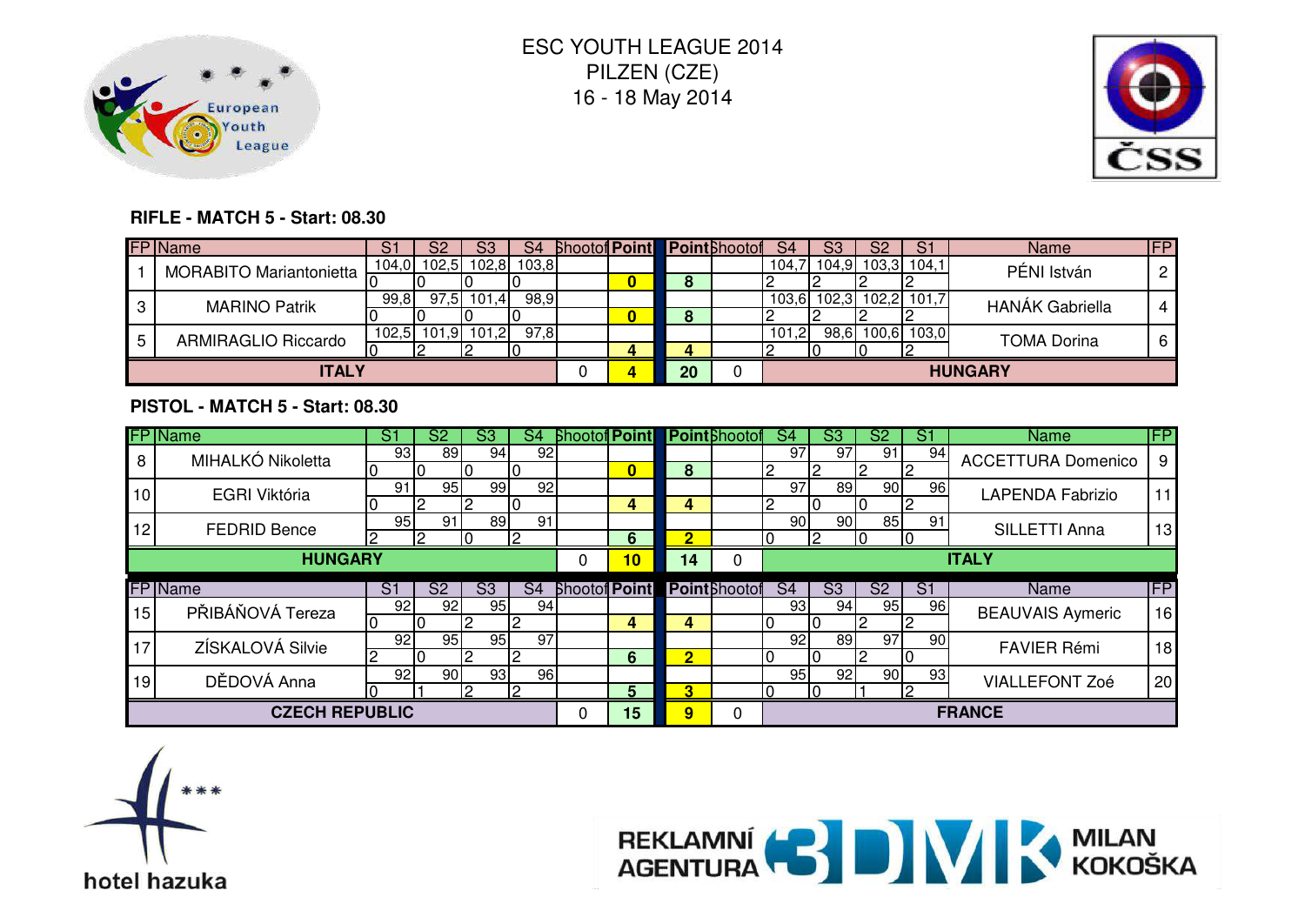# ESC YOUTH LEAGUE 2014
PILZEN (CZE)
16 - 18 May 2014

### RIFLE - MATCH 5 - Start: 08.30

| FP | Name | S1 | S2 | S3 | S4 | Shootoff | Point | Point | Shootoff | S4 | S3 | S2 | S1 | Name | FP |
|---|---|---|---|---|---|---|---|---|---|---|---|---|---|---|---|
| 1 | MORABITO Mariantonietta | 104,0 | 102,5 | 102,8 | 103,8 | | | | | 104,7 | 104,9 | 103,3 | 104,1 | PÉNI István | 2 |
| | | 0 | 0 | 0 | 0 | | 0 | 8 | | 2 | 2 | 2 | 2 | | |
| 3 | MARINO Patrik | 99,8 | 97,5 | 101,4 | 98,9 | | | | | 103,6 | 102,3 | 102,2 | 101,7 | HANÁK Gabriella | 4 |
| | | 0 | 0 | 0 | 0 | | 0 | 8 | | 2 | 2 | 2 | 2 | | |
| 5 | ARMIRAGLIO Riccardo | 102,5 | 101,9 | 101,2 | 97,8 | | | | | 101,2 | 98,6 | 100,6 | 103,0 | TOMA Dorina | 6 |
| | | 0 | 2 | 2 | 0 | | 4 | 4 | | 2 | 0 | 0 | 2 | | |
| | **ITALY** | | | | | 0 | 4 | 20 | 0 | | | | | **HUNGARY** | |

### PISTOL - MATCH 5 - Start: 08.30

| FP | Name | S1 | S2 | S3 | S4 | Shootoff | Point | Point | Shootoff | S4 | S3 | S2 | S1 | Name | FP |
|---|---|---|---|---|---|---|---|---|---|---|---|---|---|---|---|
| 8 | MIHALKÓ Nikoletta | 93 | 89 | 94 | 92 | | | | | 97 | 97 | 91 | 94 | ACCETTURA Domenico | 9 |
| | | 0 | 0 | 0 | 0 | | 0 | 8 | | 2 | 2 | 2 | 2 | | |
| 10 | EGRI Viktória | 91 | 95 | 99 | 92 | | | | | 97 | 89 | 90 | 96 | LAPENDA Fabrizio | 11 |
| | | 0 | 2 | 2 | 0 | | 4 | 4 | | 2 | 0 | 0 | 2 | | |
| 12 | FEDRID Bence | 95 | 91 | 89 | 91 | | | | | 90 | 90 | 85 | 91 | SILLETTI Anna | 13 |
| | | 2 | 2 | 0 | 2 | | 6 | 2 | | 0 | 2 | 0 | 0 | | |
| | **HUNGARY** | | | | | 0 | 10 | 14 | 0 | | | | | **ITALY** | |

| FP | Name | S1 | S2 | S3 | S4 | Shootoff | Point | Point | Shootoff | S4 | S3 | S2 | S1 | Name | FP |
|---|---|---|---|---|---|---|---|---|---|---|---|---|---|---|---|
| 15 | PŘIBÁŇOVÁ Tereza | 92 | 92 | 95 | 94 | | | | | 93 | 94 | 95 | 96 | BEAUVAIS Aymeric | 16 |
| | | 0 | 0 | 2 | 2 | | 4 | 4 | | 0 | 0 | 2 | 2 | | |
| 17 | ZÍSKALOVÁ Silvie | 92 | 95 | 95 | 97 | | | | | 92 | 89 | 97 | 90 | FAVIER Rémi | 18 |
| | | 2 | 0 | 2 | 2 | | 6 | 2 | | 0 | 0 | 2 | 0 | | |
| 19 | DĚDOVÁ Anna | 92 | 90 | 93 | 96 | | | | | 95 | 92 | 90 | 93 | VIALLEFONT Zoé | 20 |
| | | 0 | 1 | 2 | 2 | | 5 | 3 | | 0 | 0 | 1 | 2 | | |
| | **CZECH REPUBLIC** | | | | | 0 | 15 | 9 | 0 | | | | | **FRANCE** | |

hotel hazuka

REKLAMNÍ AGENTURA 3DMK MILAN KOKOŠKA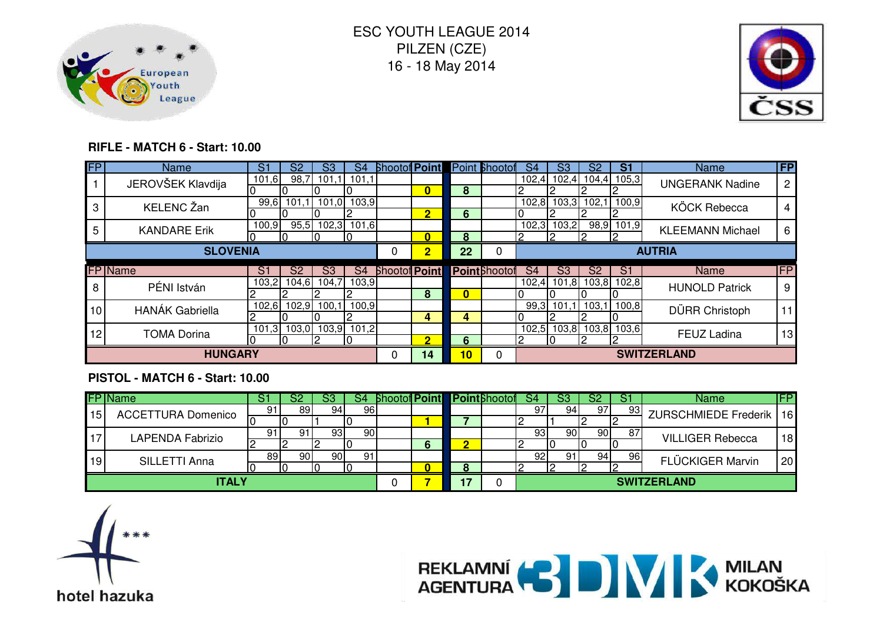ESC YOUTH LEAGUE 2014
PILZEN (CZE)
16 - 18 May 2014

### RIFLE - MATCH 6 - Start: 10.00

| FP | Name | S1 | S2 | S3 | S4 | Shootoff | Point | Point | Shootoff | S4 | S3 | S2 | S1 | Name | FP |
|---|---|---|---|---|---|---|---|---|---|---|---|---|---|---|---|
| 1 | JEROVŠEK Klavdija | 101,6 | 98,7 | 101,1 | 101,1 | | | | | 102,4 | 102,4 | 104,4 | 105,3 | UNGERANK Nadine | 2 |
| | | 0 | 0 | 0 | 0 | | 0 | 8 | | 2 | 2 | 2 | 2 | | |
| 3 | KELENC Žan | 99,6 | 101,1 | 101,0 | 103,9 | | | | | 102,8 | 103,3 | 102,1 | 100,9 | KÖCK Rebecca | 4 |
| | | 0 | 0 | 0 | 2 | | 2 | 6 | | 0 | 2 | 2 | 2 | | |
| 5 | KANDARE Erik | 100,9 | 95,5 | 102,3 | 101,6 | | | | | 102,3 | 103,2 | 98,9 | 101,9 | KLEEMANN Michael | 6 |
| | | 0 | 0 | 0 | 0 | | 0 | 8 | | 2 | 2 | 2 | 2 | | |
| | **SLOVENIA** | | | | | 0 | **2** | **22** | 0 | | | | | **AUTRIA** | |

| FP | Name | S1 | S2 | S3 | S4 | Shootoff | Point | Point | Shootoff | S4 | S3 | S2 | S1 | Name | FP |
|---|---|---|---|---|---|---|---|---|---|---|---|---|---|---|---|
| 8 | PÉNI István | 103,2 | 104,6 | 104,7 | 103,9 | | | | | 102,4 | 101,8 | 103,8 | 102,8 | HUNOLD Patrick | 9 |
| | | 2 | 2 | 2 | 2 | | 8 | 0 | | 0 | 0 | 0 | 0 | | |
| 10 | HANÁK Gabriella | 102,6 | 102,9 | 100,1 | 100,9 | | | | | 99,3 | 101,1 | 103,1 | 100,8 | DÜRR Christoph | 11 |
| | | 2 | 0 | 0 | 2 | | 4 | 4 | | 0 | 2 | 2 | 0 | | |
| 12 | TOMA Dorina | 101,3 | 103,0 | 103,9 | 101,2 | | | | | 102,5 | 103,8 | 103,8 | 103,6 | FEUZ Ladina | 13 |
| | | 0 | 0 | 2 | 0 | | 2 | 6 | | 2 | 0 | 2 | 2 | | |
| | **HUNGARY** | | | | | 0 | **14** | **10** | 0 | | | | | **SWITZERLAND** | |

### PISTOL - MATCH 6 - Start: 10.00

| FP | Name | S1 | S2 | S3 | S4 | Shootoff | Point | Point | Shootoff | S4 | S3 | S2 | S1 | Name | FP |
|---|---|---|---|---|---|---|---|---|---|---|---|---|---|---|---|
| 15 | ACCETTURA Domenico | 91 | 89 | 94 | 96 | | | | | 97 | 94 | 97 | 93 | ZURSCHMIEDE Frederik | 16 |
| | | 0 | 0 | 1 | 0 | | 1 | 7 | | 2 | 1 | 2 | 2 | | |
| 17 | LAPENDA Fabrizio | 91 | 91 | 93 | 90 | | | | | 93 | 90 | 90 | 87 | VILLIGER Rebecca | 18 |
| | | 2 | 2 | 2 | 0 | | 6 | 2 | | 2 | 0 | 0 | 0 | | |
| 19 | SILLETTI Anna | 89 | 90 | 90 | 91 | | | | | 92 | 91 | 94 | 96 | FLÜCKIGER Marvin | 20 |
| | | 0 | 0 | 0 | 0 | | 0 | 8 | | 2 | 2 | 2 | 2 | | |
| | **ITALY** | | | | | 0 | **7** | **17** | 0 | | | | | **SWITZERLAND** | |

hotel hazuka

REKLAMNÍ AGENTURA 3DMK MILAN KOKOŠKA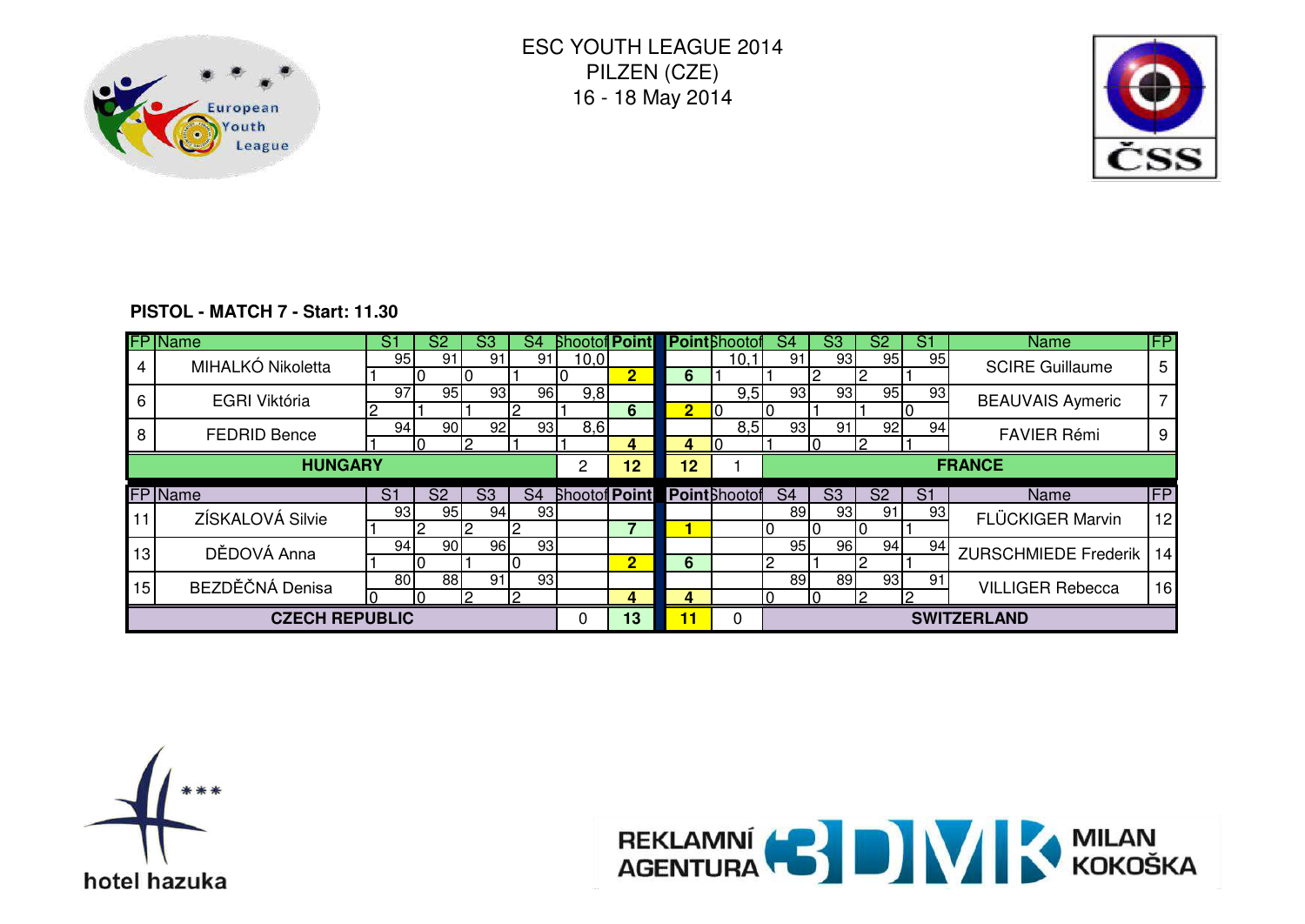ESC YOUTH LEAGUE 2014
PILZEN (CZE)
16 - 18 May 2014

**PISTOL - MATCH 7 - Start: 11.30**

| FP | Name | S1 | S2 | S3 | S4 | Shootoff | Point | Point | Shootoff | S4 | S3 | S2 | S1 | Name | FP |
|---|---|---|---|---|---|---|---|---|---|---|---|---|---|---|---|
| 4 | MIHALKÓ Nikoletta | 95 | 91 | 91 | 91 | 10,0 | | | 10,1 | 91 | 93 | 95 | 95 | SCIRE Guillaume | 5 |
| | | 1 | 0 | 0 | 1 | 0 | 2 | 6 | 1 | 1 | 2 | 2 | 1 | | |
| 6 | EGRI Viktória | 97 | 95 | 93 | 96 | 9,8 | | | 9,5 | 93 | 93 | 95 | 93 | BEAUVAIS Aymeric | 7 |
| | | 2 | 1 | 1 | 2 | 1 | 6 | 2 | 0 | 0 | 1 | 1 | 0 | | |
| 8 | FEDRID Bence | 94 | 90 | 92 | 93 | 8,6 | | | 8,5 | 93 | 91 | 92 | 94 | FAVIER Rémi | 9 |
| | | 1 | 0 | 2 | 1 | 1 | 4 | 4 | 0 | 1 | 0 | 2 | 1 | | |
| | **HUNGARY** | | | | | 2 | 12 | 12 | 1 | | | | | **FRANCE** | |

| FP | Name | S1 | S2 | S3 | S4 | Shootoff | Point | Point | Shootoff | S4 | S3 | S2 | S1 | Name | FP |
|---|---|---|---|---|---|---|---|---|---|---|---|---|---|---|---|
| 11 | ZÍSKALOVÁ Silvie | 93 | 95 | 94 | 93 | | | | | 89 | 93 | 91 | 93 | FLÜCKIGER Marvin | 12 |
| | | 1 | 2 | 2 | 2 | | 7 | 1 | | 0 | 0 | 0 | 1 | | |
| 13 | DĚDOVÁ Anna | 94 | 90 | 96 | 93 | | | | | 95 | 96 | 94 | 94 | ZURSCHMIEDE Frederik | 14 |
| | | 1 | 0 | 1 | 0 | | 2 | 6 | | 2 | 1 | 2 | 1 | | |
| 15 | BEZDĚČNÁ Denisa | 80 | 88 | 91 | 93 | | | | | 89 | 89 | 93 | 91 | VILLIGER Rebecca | 16 |
| | | 0 | 0 | 2 | 2 | | 4 | 4 | | 0 | 0 | 2 | 2 | | |
| | **CZECH REPUBLIC** | | | | | 0 | 13 | 11 | 0 | | | | | **SWITZERLAND** | |

hotel hazuka

REKLAMNÍ AGENTURA 3DMK MILAN KOKOŠKA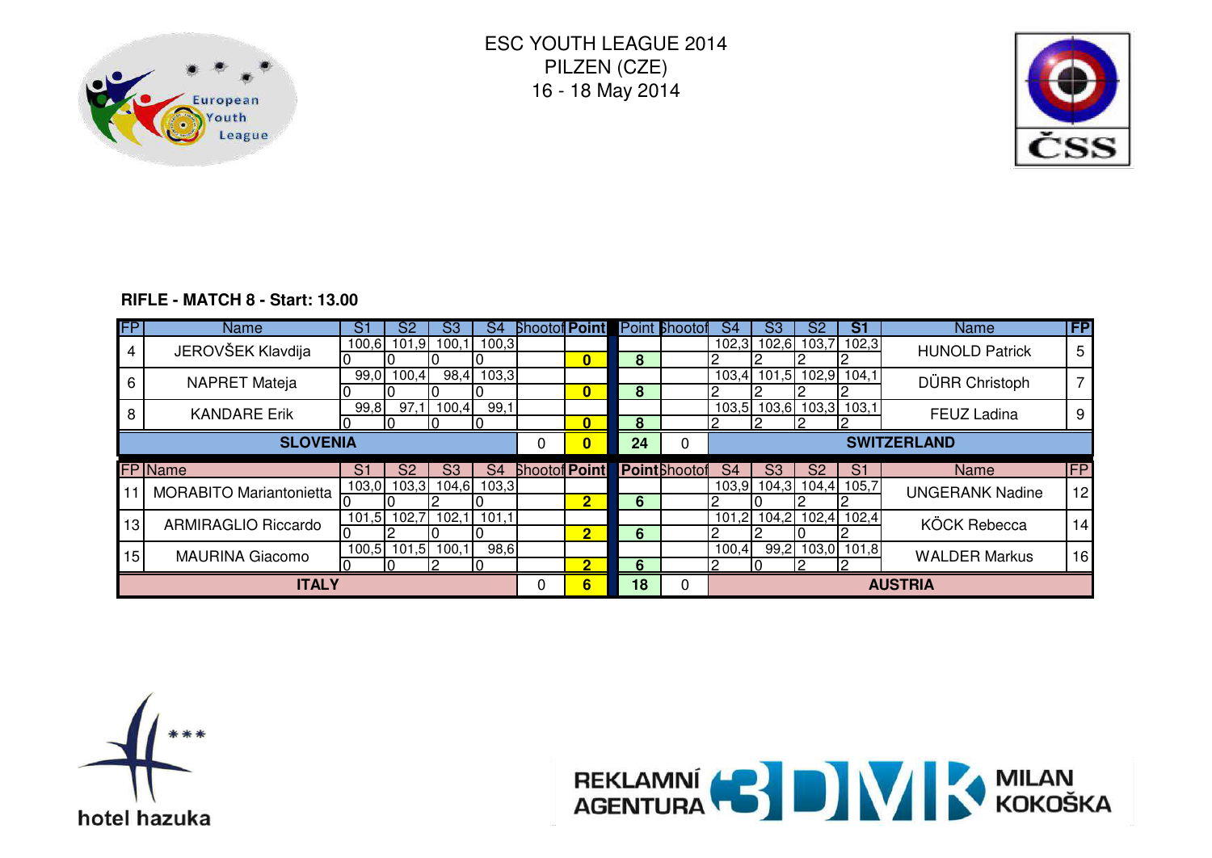# ESC YOUTH LEAGUE 2014
PILZEN (CZE)
16 - 18 May 2014

**RIFLE - MATCH 8 - Start: 13.00**

| FP | Name | S1 | S2 | S3 | S4 | Shootoff | Point | Point | Shootoff | S4 | S3 | S2 | S1 | Name | FP |
|---|---|---|---|---|---|---|---|---|---|---|---|---|---|---|---|
| 4 | JEROVŠEK Klavdija | 100,6 | 101,9 | 100,1 | 100,3 | | | | | 102,3 | 102,6 | 103,7 | 102,3 | HUNOLD Patrick | 5 |
| | | 0 | 0 | 0 | 0 | | 0 | 8 | | 2 | 2 | 2 | 2 | | |
| 6 | NAPRET Mateja | 99,0 | 100,4 | 98,4 | 103,3 | | | | | 103,4 | 101,5 | 102,9 | 104,1 | DÜRR Christoph | 7 |
| | | 0 | 0 | 0 | 0 | | 0 | 8 | | 2 | 2 | 2 | 2 | | |
| 8 | KANDARE Erik | 99,8 | 97,1 | 100,4 | 99,1 | | | | | 103,5 | 103,6 | 103,3 | 103,1 | FEUZ Ladina | 9 |
| | | 0 | 0 | 0 | 0 | | 0 | 8 | | 2 | 2 | 2 | 2 | | |
| | **SLOVENIA** | | | | | 0 | **0** | **24** | 0 | | | | | **SWITZERLAND** | |

| FP | Name | S1 | S2 | S3 | S4 | Shootoff | Point | Point | Shootoff | S4 | S3 | S2 | S1 | Name | FP |
|---|---|---|---|---|---|---|---|---|---|---|---|---|---|---|---|
| 11 | MORABITO Mariantonietta | 103,0 | 103,3 | 104,6 | 103,3 | | | | | 103,9 | 104,3 | 104,4 | 105,7 | UNGERANK Nadine | 12 |
| | | 0 | 0 | 2 | 0 | | 2 | 6 | | 2 | 0 | 2 | 2 | | |
| 13 | ARMIRAGLIO Riccardo | 101,5 | 102,7 | 102,1 | 101,1 | | | | | 101,2 | 104,2 | 102,4 | 102,4 | KÖCK Rebecca | 14 |
| | | 0 | 2 | 0 | 0 | | 2 | 6 | | 2 | 2 | 0 | 2 | | |
| 15 | MAURINA Giacomo | 100,5 | 101,5 | 100,1 | 98,6 | | | | | 100,4 | 99,2 | 103,0 | 101,8 | WALDER Markus | 16 |
| | | 0 | 0 | 2 | 0 | | 2 | 6 | | 2 | 0 | 2 | 2 | | |
| | **ITALY** | | | | | 0 | **6** | **18** | 0 | | | | | **AUSTRIA** | |